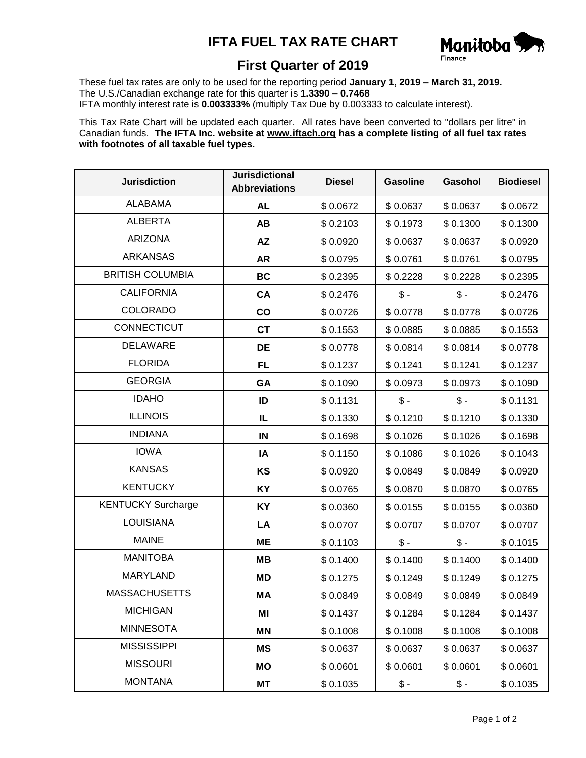# IFTA FUEL TAX RATE CHART

Manitoba Finance

## First Quarter of 2019

These fuel tax rates are only to be used for the reporting period **January 1, 2019 – March 31, 2019.**
The U.S./Canadian exchange rate for this quarter is **1.3390 – 0.7468**
IFTA monthly interest rate is **0.003333%** (multiply Tax Due by 0.003333 to calculate interest).

This Tax Rate Chart will be updated each quarter. All rates have been converted to "dollars per litre" in Canadian funds. **The IFTA Inc. website at www.iftach.org has a complete listing of all fuel tax rates with footnotes of all taxable fuel types.**

| Jurisdiction | Jurisdictional Abbreviations | Diesel | Gasoline | Gasohol | Biodiesel |
|---|---|---|---|---|---|
| ALABAMA | **AL** | $ 0.0672 | $ 0.0637 | $ 0.0637 | $ 0.0672 |
| ALBERTA | **AB** | $ 0.2103 | $ 0.1973 | $ 0.1300 | $ 0.1300 |
| ARIZONA | **AZ** | $ 0.0920 | $ 0.0637 | $ 0.0637 | $ 0.0920 |
| ARKANSAS | **AR** | $ 0.0795 | $ 0.0761 | $ 0.0761 | $ 0.0795 |
| BRITISH COLUMBIA | **BC** | $ 0.2395 | $ 0.2228 | $ 0.2228 | $ 0.2395 |
| CALIFORNIA | **CA** | $ 0.2476 | $ - | $ - | $ 0.2476 |
| COLORADO | **CO** | $ 0.0726 | $ 0.0778 | $ 0.0778 | $ 0.0726 |
| CONNECTICUT | **CT** | $ 0.1553 | $ 0.0885 | $ 0.0885 | $ 0.1553 |
| DELAWARE | **DE** | $ 0.0778 | $ 0.0814 | $ 0.0814 | $ 0.0778 |
| FLORIDA | **FL** | $ 0.1237 | $ 0.1241 | $ 0.1241 | $ 0.1237 |
| GEORGIA | **GA** | $ 0.1090 | $ 0.0973 | $ 0.0973 | $ 0.1090 |
| IDAHO | **ID** | $ 0.1131 | $ - | $ - | $ 0.1131 |
| ILLINOIS | **IL** | $ 0.1330 | $ 0.1210 | $ 0.1210 | $ 0.1330 |
| INDIANA | **IN** | $ 0.1698 | $ 0.1026 | $ 0.1026 | $ 0.1698 |
| IOWA | **IA** | $ 0.1150 | $ 0.1086 | $ 0.1026 | $ 0.1043 |
| KANSAS | **KS** | $ 0.0920 | $ 0.0849 | $ 0.0849 | $ 0.0920 |
| KENTUCKY | **KY** | $ 0.0765 | $ 0.0870 | $ 0.0870 | $ 0.0765 |
| KENTUCKY Surcharge | **KY** | $ 0.0360 | $ 0.0155 | $ 0.0155 | $ 0.0360 |
| LOUISIANA | **LA** | $ 0.0707 | $ 0.0707 | $ 0.0707 | $ 0.0707 |
| MAINE | **ME** | $ 0.1103 | $ - | $ - | $ 0.1015 |
| MANITOBA | **MB** | $ 0.1400 | $ 0.1400 | $ 0.1400 | $ 0.1400 |
| MARYLAND | **MD** | $ 0.1275 | $ 0.1249 | $ 0.1249 | $ 0.1275 |
| MASSACHUSETTS | **MA** | $ 0.0849 | $ 0.0849 | $ 0.0849 | $ 0.0849 |
| MICHIGAN | **MI** | $ 0.1437 | $ 0.1284 | $ 0.1284 | $ 0.1437 |
| MINNESOTA | **MN** | $ 0.1008 | $ 0.1008 | $ 0.1008 | $ 0.1008 |
| MISSISSIPPI | **MS** | $ 0.0637 | $ 0.0637 | $ 0.0637 | $ 0.0637 |
| MISSOURI | **MO** | $ 0.0601 | $ 0.0601 | $ 0.0601 | $ 0.0601 |
| MONTANA | **MT** | $ 0.1035 | $ - | $ - | $ 0.1035 |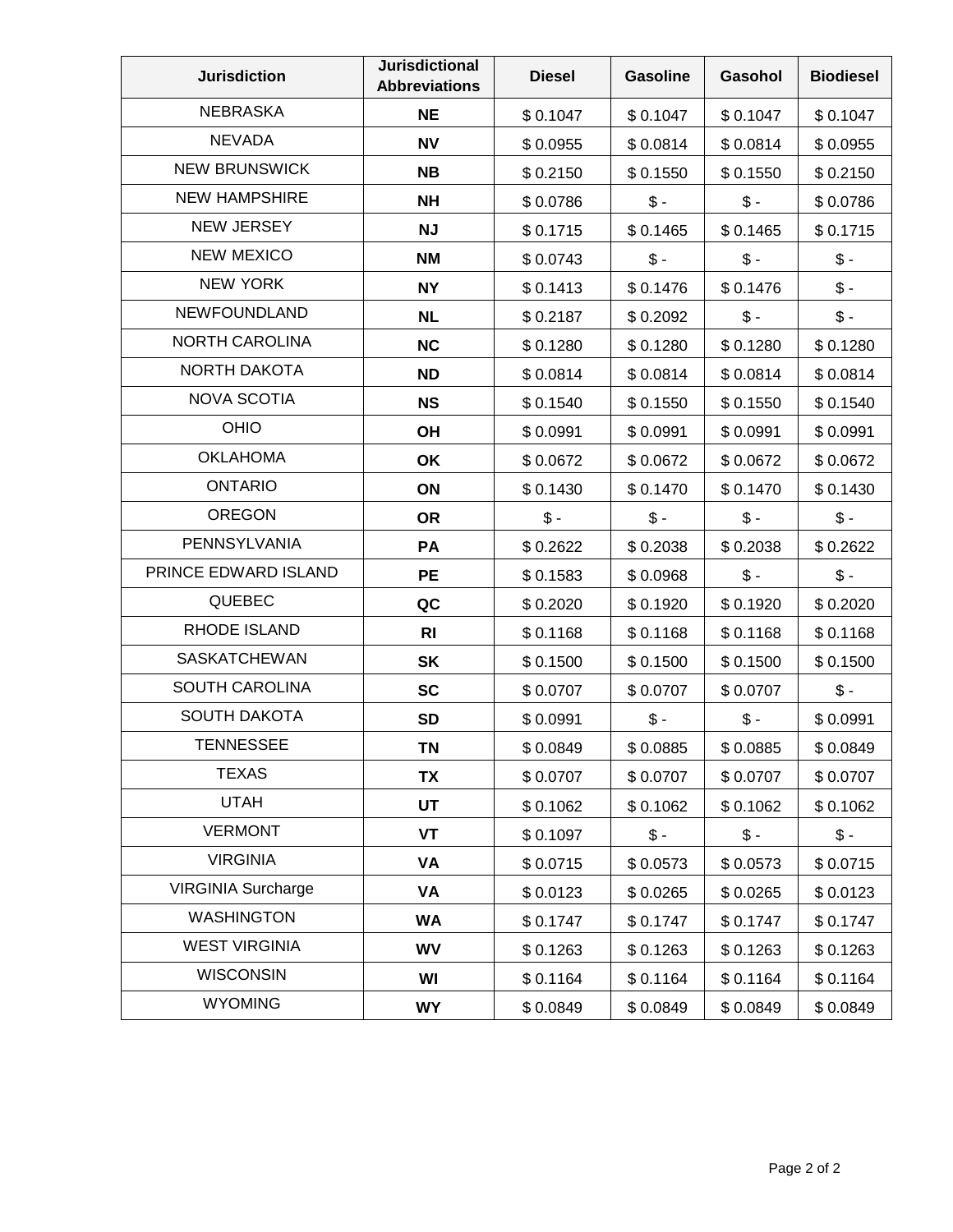| Jurisdiction | Jurisdictional Abbreviations | Diesel | Gasoline | Gasohol | Biodiesel |
| --- | --- | --- | --- | --- | --- |
| NEBRASKA | **NE** | $ 0.1047 | $ 0.1047 | $ 0.1047 | $ 0.1047 |
| NEVADA | **NV** | $ 0.0955 | $ 0.0814 | $ 0.0814 | $ 0.0955 |
| NEW BRUNSWICK | **NB** | $ 0.2150 | $ 0.1550 | $ 0.1550 | $ 0.2150 |
| NEW HAMPSHIRE | **NH** | $ 0.0786 | $ - | $ - | $ 0.0786 |
| NEW JERSEY | **NJ** | $ 0.1715 | $ 0.1465 | $ 0.1465 | $ 0.1715 |
| NEW MEXICO | **NM** | $ 0.0743 | $ - | $ - | $ - |
| NEW YORK | **NY** | $ 0.1413 | $ 0.1476 | $ 0.1476 | $ - |
| NEWFOUNDLAND | **NL** | $ 0.2187 | $ 0.2092 | $ - | $ - |
| NORTH CAROLINA | **NC** | $ 0.1280 | $ 0.1280 | $ 0.1280 | $ 0.1280 |
| NORTH DAKOTA | **ND** | $ 0.0814 | $ 0.0814 | $ 0.0814 | $ 0.0814 |
| NOVA SCOTIA | **NS** | $ 0.1540 | $ 0.1550 | $ 0.1550 | $ 0.1540 |
| OHIO | **OH** | $ 0.0991 | $ 0.0991 | $ 0.0991 | $ 0.0991 |
| OKLAHOMA | **OK** | $ 0.0672 | $ 0.0672 | $ 0.0672 | $ 0.0672 |
| ONTARIO | **ON** | $ 0.1430 | $ 0.1470 | $ 0.1470 | $ 0.1430 |
| OREGON | **OR** | $ - | $ - | $ - | $ - |
| PENNSYLVANIA | **PA** | $ 0.2622 | $ 0.2038 | $ 0.2038 | $ 0.2622 |
| PRINCE EDWARD ISLAND | **PE** | $ 0.1583 | $ 0.0968 | $ - | $ - |
| QUEBEC | **QC** | $ 0.2020 | $ 0.1920 | $ 0.1920 | $ 0.2020 |
| RHODE ISLAND | **RI** | $ 0.1168 | $ 0.1168 | $ 0.1168 | $ 0.1168 |
| SASKATCHEWAN | **SK** | $ 0.1500 | $ 0.1500 | $ 0.1500 | $ 0.1500 |
| SOUTH CAROLINA | **SC** | $ 0.0707 | $ 0.0707 | $ 0.0707 | $ - |
| SOUTH DAKOTA | **SD** | $ 0.0991 | $ - | $ - | $ 0.0991 |
| TENNESSEE | **TN** | $ 0.0849 | $ 0.0885 | $ 0.0885 | $ 0.0849 |
| TEXAS | **TX** | $ 0.0707 | $ 0.0707 | $ 0.0707 | $ 0.0707 |
| UTAH | **UT** | $ 0.1062 | $ 0.1062 | $ 0.1062 | $ 0.1062 |
| VERMONT | **VT** | $ 0.1097 | $ - | $ - | $ - |
| VIRGINIA | **VA** | $ 0.0715 | $ 0.0573 | $ 0.0573 | $ 0.0715 |
| VIRGINIA Surcharge | **VA** | $ 0.0123 | $ 0.0265 | $ 0.0265 | $ 0.0123 |
| WASHINGTON | **WA** | $ 0.1747 | $ 0.1747 | $ 0.1747 | $ 0.1747 |
| WEST VIRGINIA | **WV** | $ 0.1263 | $ 0.1263 | $ 0.1263 | $ 0.1263 |
| WISCONSIN | **WI** | $ 0.1164 | $ 0.1164 | $ 0.1164 | $ 0.1164 |
| WYOMING | **WY** | $ 0.0849 | $ 0.0849 | $ 0.0849 | $ 0.0849 |